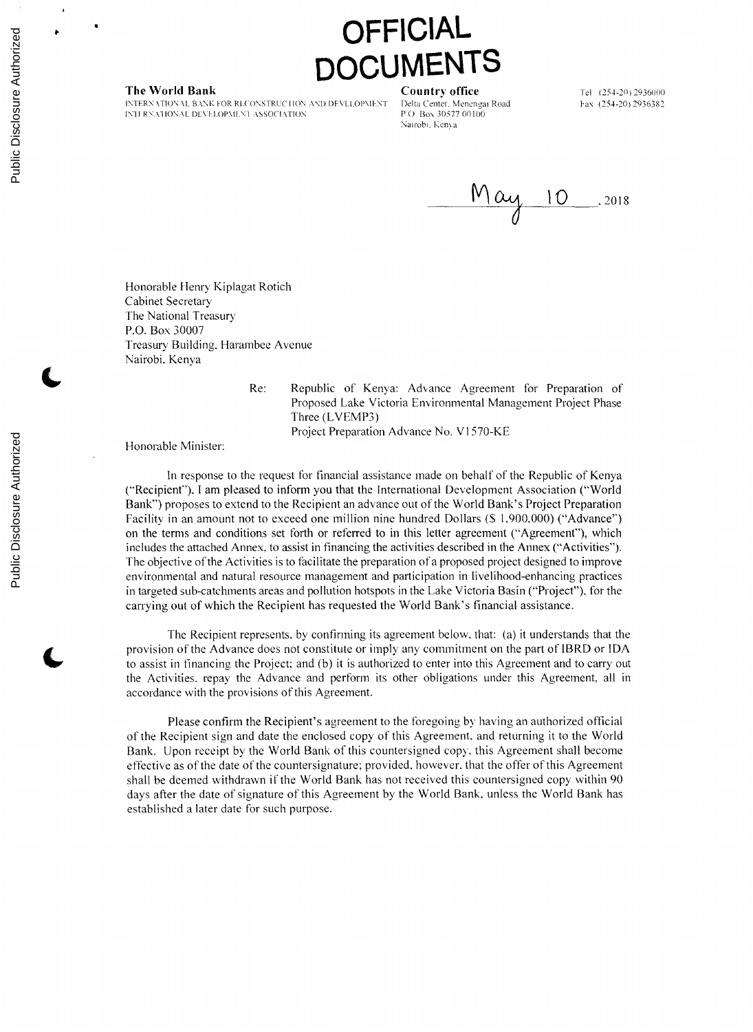# OFFICIAL DOCUMENTS

**The World Bank**
INTERNATIONAL BANK FOR RECONSTRUCTION AND DEVELOPMENT
INTERNATIONAL DEVELOPMENT ASSOCIATION

**Country office**
Delta Center, Menengai Road
P.O. Box 30577 00100
Nairobi, Kenya

Tel (254-20) 2936000
Fax (254-20) 2936382

May 10, 2018

Honorable Henry Kiplagat Rotich
Cabinet Secretary
The National Treasury
P.O. Box 30007
Treasury Building, Harambee Avenue
Nairobi, Kenya

Re: Republic of Kenya: Advance Agreement for Preparation of Proposed Lake Victoria Environmental Management Project Phase Three (LVEMP3)
Project Preparation Advance No. V1570-KE

Honorable Minister:

In response to the request for financial assistance made on behalf of the Republic of Kenya ("Recipient"), I am pleased to inform you that the International Development Association ("World Bank") proposes to extend to the Recipient an advance out of the World Bank's Project Preparation Facility in an amount not to exceed one million nine hundred Dollars ($ 1,900,000) ("Advance") on the terms and conditions set forth or referred to in this letter agreement ("Agreement"), which includes the attached Annex, to assist in financing the activities described in the Annex ("Activities"). The objective of the Activities is to facilitate the preparation of a proposed project designed to improve environmental and natural resource management and participation in livelihood-enhancing practices in targeted sub-catchments areas and pollution hotspots in the Lake Victoria Basin ("Project"), for the carrying out of which the Recipient has requested the World Bank's financial assistance.

The Recipient represents, by confirming its agreement below, that: (a) it understands that the provision of the Advance does not constitute or imply any commitment on the part of IBRD or IDA to assist in financing the Project; and (b) it is authorized to enter into this Agreement and to carry out the Activities, repay the Advance and perform its other obligations under this Agreement, all in accordance with the provisions of this Agreement.

Please confirm the Recipient's agreement to the foregoing by having an authorized official of the Recipient sign and date the enclosed copy of this Agreement, and returning it to the World Bank. Upon receipt by the World Bank of this countersigned copy, this Agreement shall become effective as of the date of the countersignature; provided, however, that the offer of this Agreement shall be deemed withdrawn if the World Bank has not received this countersigned copy within 90 days after the date of signature of this Agreement by the World Bank, unless the World Bank has established a later date for such purpose.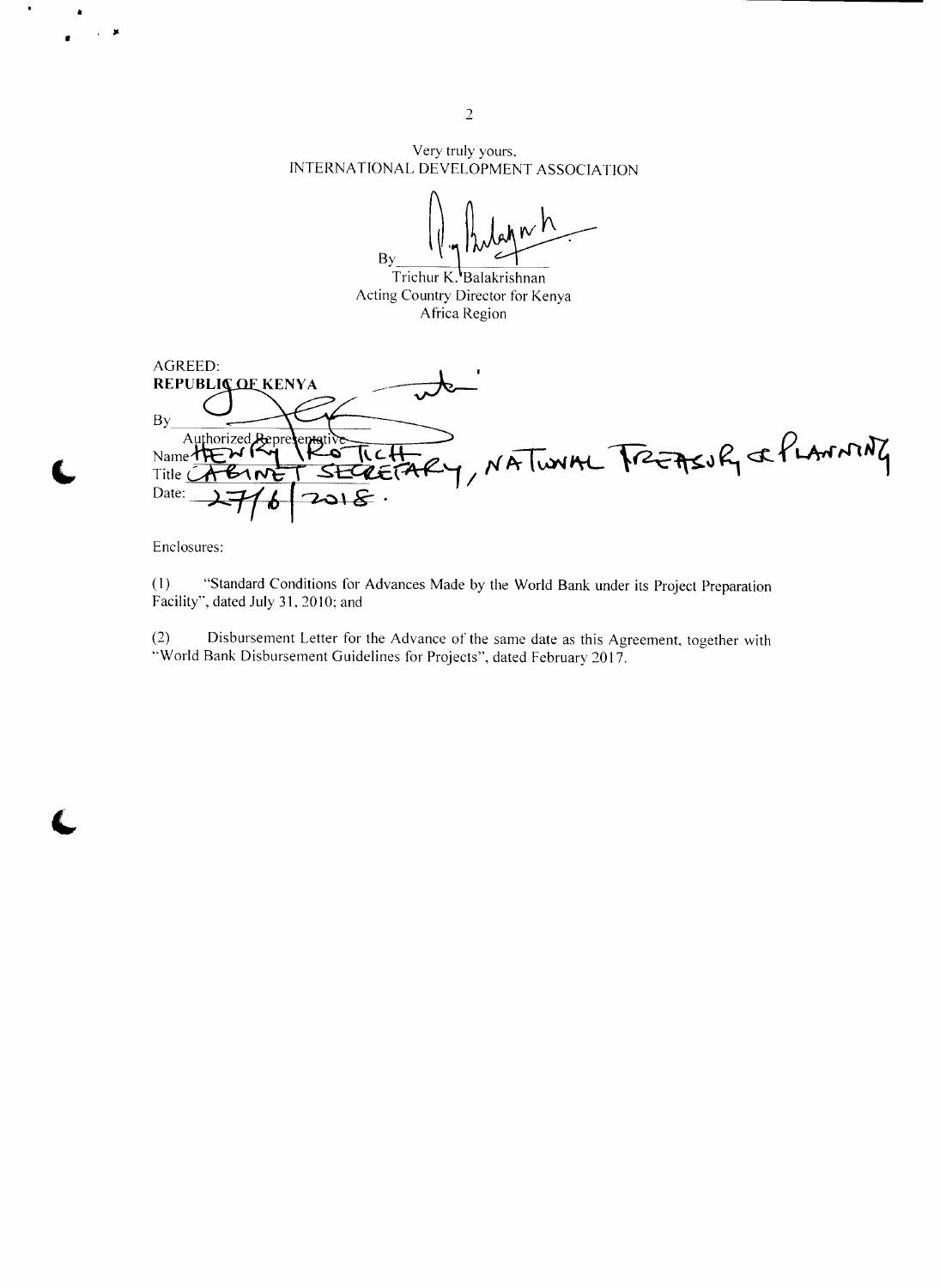Very truly yours,
INTERNATIONAL DEVELOPMENT ASSOCIATION

By \_\_\_\_\_\_\_\_\_\_\_\_\_\_\_\_\_\_
Trichur K. Balakrishnan
Acting Country Director for Kenya
Africa Region

AGREED:
**REPUBLIC OF KENYA**

By \_\_\_\_\_\_\_\_\_\_\_\_\_\_\_\_\_\_
Authorized Representative
Name HENRY ROTICH
Title CABINET SECRETARY, NATIONAL TREASURY & PLANNING
Date: 27/6/2018.

Enclosures:

(1) "Standard Conditions for Advances Made by the World Bank under its Project Preparation Facility", dated July 31, 2010; and

(2) Disbursement Letter for the Advance of the same date as this Agreement, together with "World Bank Disbursement Guidelines for Projects", dated February 2017.